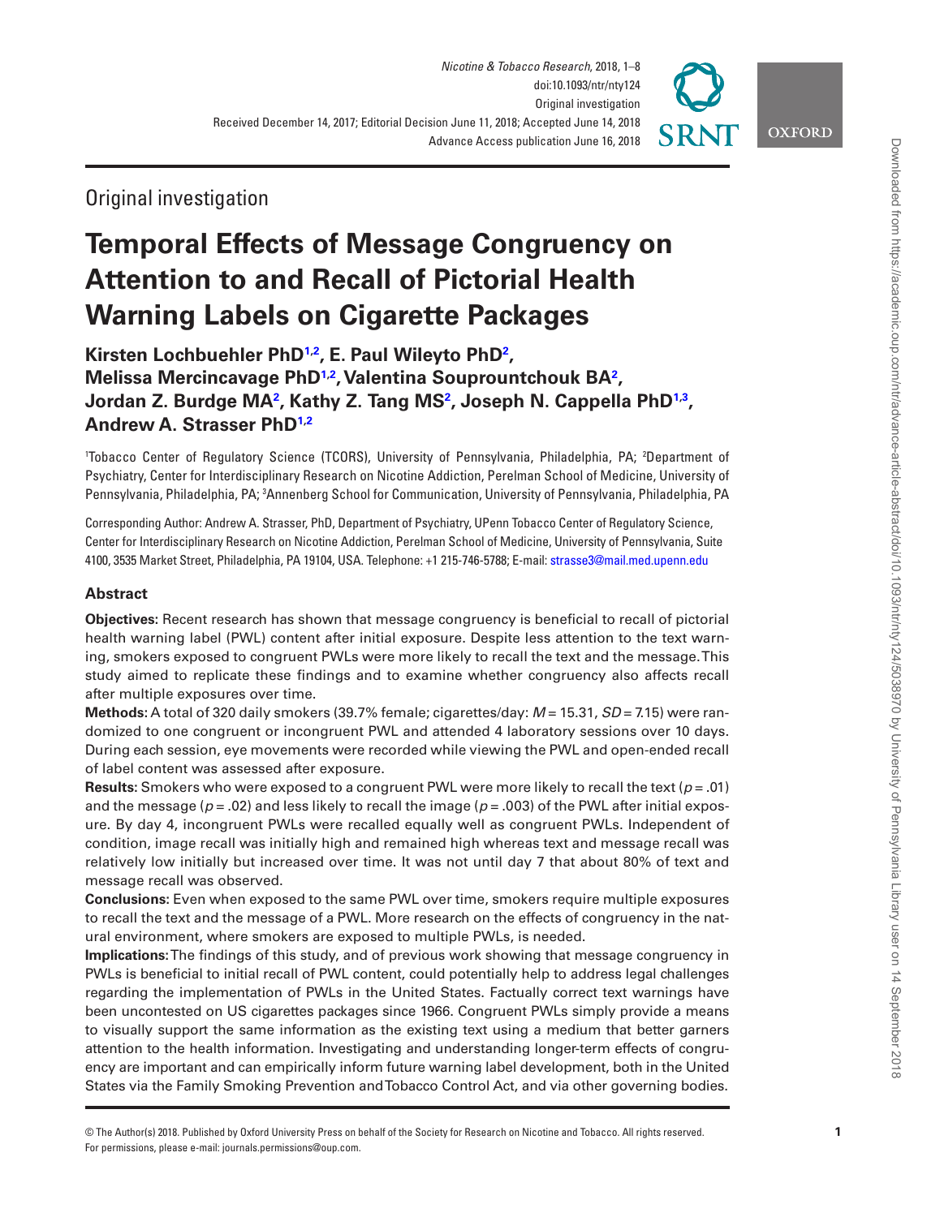Original investigation

# Temporal Effects of Message Congruency on Attention to and Recall of Pictorial Health Warning Labels on Cigarette Packages

**Kirsten Lochbuehler PhD[1,2], E. Paul Wileyto PhD[2], Melissa Mercincavage PhD[1,2], Valentina Souprountchouk BA[2], Jordan Z. Burdge MA[2], Kathy Z. Tang MS[2], Joseph N. Cappella PhD[1,3], Andrew A. Strasser PhD[1,2]**

[1]Tobacco Center of Regulatory Science (TCORS), University of Pennsylvania, Philadelphia, PA; [2]Department of Psychiatry, Center for Interdisciplinary Research on Nicotine Addiction, Perelman School of Medicine, University of Pennsylvania, Philadelphia, PA; [3]Annenberg School for Communication, University of Pennsylvania, Philadelphia, PA

Corresponding Author: Andrew A. Strasser, PhD, Department of Psychiatry, UPenn Tobacco Center of Regulatory Science, Center for Interdisciplinary Research on Nicotine Addiction, Perelman School of Medicine, University of Pennsylvania, Suite 4100, 3535 Market Street, Philadelphia, PA 19104, USA. Telephone: +1 215-746-5788; E-mail: strasse3@mail.med.upenn.edu

## Abstract

**Objectives:** Recent research has shown that message congruency is beneficial to recall of pictorial health warning label (PWL) content after initial exposure. Despite less attention to the text warning, smokers exposed to congruent PWLs were more likely to recall the text and the message. This study aimed to replicate these findings and to examine whether congruency also affects recall after multiple exposures over time.

**Methods:** A total of 320 daily smokers (39.7% female; cigarettes/day: $M = 15.31$, $SD = 7.15$) were randomized to one congruent or incongruent PWL and attended 4 laboratory sessions over 10 days. During each session, eye movements were recorded while viewing the PWL and open-ended recall of label content was assessed after exposure.

**Results:** Smokers who were exposed to a congruent PWL were more likely to recall the text ($p = .01$) and the message ($p = .02$) and less likely to recall the image ($p = .003$) of the PWL after initial exposure. By day 4, incongruent PWLs were recalled equally well as congruent PWLs. Independent of condition, image recall was initially high and remained high whereas text and message recall was relatively low initially but increased over time. It was not until day 7 that about 80% of text and message recall was observed.

**Conclusions:** Even when exposed to the same PWL over time, smokers require multiple exposures to recall the text and the message of a PWL. More research on the effects of congruency in the natural environment, where smokers are exposed to multiple PWLs, is needed.

**Implications:** The findings of this study, and of previous work showing that message congruency in PWLs is beneficial to initial recall of PWL content, could potentially help to address legal challenges regarding the implementation of PWLs in the United States. Factually correct text warnings have been uncontested on US cigarettes packages since 1966. Congruent PWLs simply provide a means to visually support the same information as the existing text using a medium that better garners attention to the health information. Investigating and understanding longer-term effects of congruency are important and can empirically inform future warning label development, both in the United States via the Family Smoking Prevention and Tobacco Control Act, and via other governing bodies.

© The Author(s) 2018. Published by Oxford University Press on behalf of the Society for Research on Nicotine and Tobacco. All rights reserved. For permissions, please e-mail: journals.permissions@oup.com.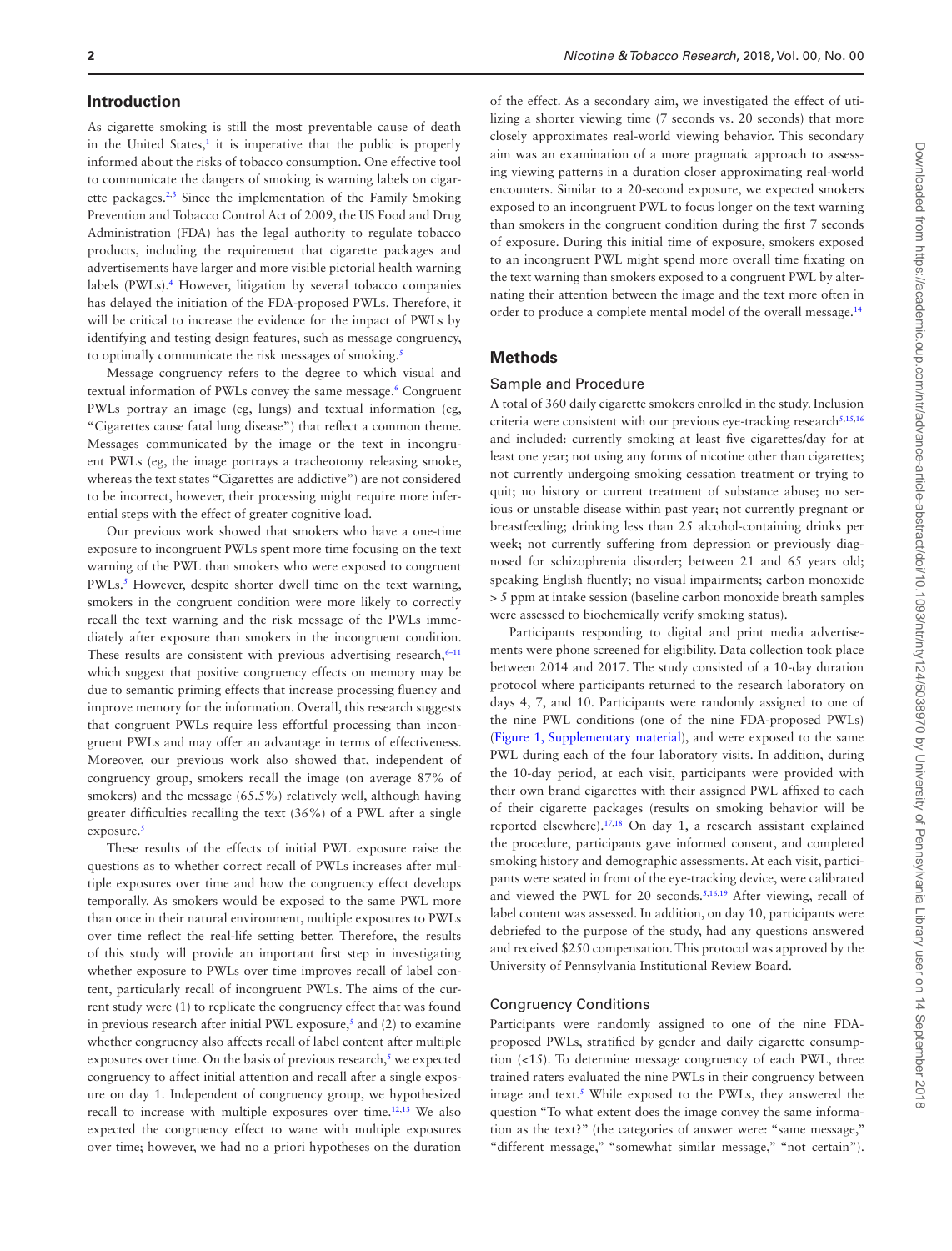## Introduction

As cigarette smoking is still the most preventable cause of death in the United States,[1] it is imperative that the public is properly informed about the risks of tobacco consumption. One effective tool to communicate the dangers of smoking is warning labels on cigarette packages.[2,3] Since the implementation of the Family Smoking Prevention and Tobacco Control Act of 2009, the US Food and Drug Administration (FDA) has the legal authority to regulate tobacco products, including the requirement that cigarette packages and advertisements have larger and more visible pictorial health warning labels (PWLs).[4] However, litigation by several tobacco companies has delayed the initiation of the FDA-proposed PWLs. Therefore, it will be critical to increase the evidence for the impact of PWLs by identifying and testing design features, such as message congruency, to optimally communicate the risk messages of smoking.[5]

Message congruency refers to the degree to which visual and textual information of PWLs convey the same message.[6] Congruent PWLs portray an image (eg, lungs) and textual information (eg, "Cigarettes cause fatal lung disease") that reflect a common theme. Messages communicated by the image or the text in incongruent PWLs (eg, the image portrays a tracheotomy releasing smoke, whereas the text states "Cigarettes are addictive") are not considered to be incorrect, however, their processing might require more inferential steps with the effect of greater cognitive load.

Our previous work showed that smokers who have a one-time exposure to incongruent PWLs spent more time focusing on the text warning of the PWL than smokers who were exposed to congruent PWLs.[5] However, despite shorter dwell time on the text warning, smokers in the congruent condition were more likely to correctly recall the text warning and the risk message of the PWLs immediately after exposure than smokers in the incongruent condition. These results are consistent with previous advertising research,[6–11] which suggest that positive congruency effects on memory may be due to semantic priming effects that increase processing fluency and improve memory for the information. Overall, this research suggests that congruent PWLs require less effortful processing than incongruent PWLs and may offer an advantage in terms of effectiveness. Moreover, our previous work also showed that, independent of congruency group, smokers recall the image (on average 87% of smokers) and the message (65.5%) relatively well, although having greater difficulties recalling the text (36%) of a PWL after a single exposure.[5]

These results of the effects of initial PWL exposure raise the questions as to whether correct recall of PWLs increases after multiple exposures over time and how the congruency effect develops temporally. As smokers would be exposed to the same PWL more than once in their natural environment, multiple exposures to PWLs over time reflect the real-life setting better. Therefore, the results of this study will provide an important first step in investigating whether exposure to PWLs over time improves recall of label content, particularly recall of incongruent PWLs. The aims of the current study were (1) to replicate the congruency effect that was found in previous research after initial PWL exposure,[5] and (2) to examine whether congruency also affects recall of label content after multiple exposures over time. On the basis of previous research,[5] we expected congruency to affect initial attention and recall after a single exposure on day 1. Independent of congruency group, we hypothesized recall to increase with multiple exposures over time.[12,13] We also expected the congruency effect to wane with multiple exposures over time; however, we had no a priori hypotheses on the duration of the effect. As a secondary aim, we investigated the effect of utilizing a shorter viewing time (7 seconds vs. 20 seconds) that more closely approximates real-world viewing behavior. This secondary aim was an examination of a more pragmatic approach to assessing viewing patterns in a duration closer approximating real-world encounters. Similar to a 20-second exposure, we expected smokers exposed to an incongruent PWL to focus longer on the text warning than smokers in the congruent condition during the first 7 seconds of exposure. During this initial time of exposure, smokers exposed to an incongruent PWL might spend more overall time fixating on the text warning than smokers exposed to a congruent PWL by alternating their attention between the image and the text more often in order to produce a complete mental model of the overall message.[14]

## Methods

### Sample and Procedure

A total of 360 daily cigarette smokers enrolled in the study. Inclusion criteria were consistent with our previous eye-tracking research[5,15,16] and included: currently smoking at least five cigarettes/day for at least one year; not using any forms of nicotine other than cigarettes; not currently undergoing smoking cessation treatment or trying to quit; no history or current treatment of substance abuse; no serious or unstable disease within past year; not currently pregnant or breastfeeding; drinking less than 25 alcohol-containing drinks per week; not currently suffering from depression or previously diagnosed for schizophrenia disorder; between 21 and 65 years old; speaking English fluently; no visual impairments; carbon monoxide > 5 ppm at intake session (baseline carbon monoxide breath samples were assessed to biochemically verify smoking status).

Participants responding to digital and print media advertisements were phone screened for eligibility. Data collection took place between 2014 and 2017. The study consisted of a 10-day duration protocol where participants returned to the research laboratory on days 4, 7, and 10. Participants were randomly assigned to one of the nine PWL conditions (one of the nine FDA-proposed PWLs) (Figure 1, Supplementary material), and were exposed to the same PWL during each of the four laboratory visits. In addition, during the 10-day period, at each visit, participants were provided with their own brand cigarettes with their assigned PWL affixed to each of their cigarette packages (results on smoking behavior will be reported elsewhere).[17,18] On day 1, a research assistant explained the procedure, participants gave informed consent, and completed smoking history and demographic assessments. At each visit, participants were seated in front of the eye-tracking device, were calibrated and viewed the PWL for 20 seconds.[5,16,19] After viewing, recall of label content was assessed. In addition, on day 10, participants were debriefed to the purpose of the study, had any questions answered and received $250 compensation. This protocol was approved by the University of Pennsylvania Institutional Review Board.

### Congruency Conditions

Participants were randomly assigned to one of the nine FDA-proposed PWLs, stratified by gender and daily cigarette consumption (<15). To determine message congruency of each PWL, three trained raters evaluated the nine PWLs in their congruency between image and text.[5] While exposed to the PWLs, they answered the question "To what extent does the image convey the same information as the text?" (the categories of answer were: "same message," "different message," "somewhat similar message," "not certain").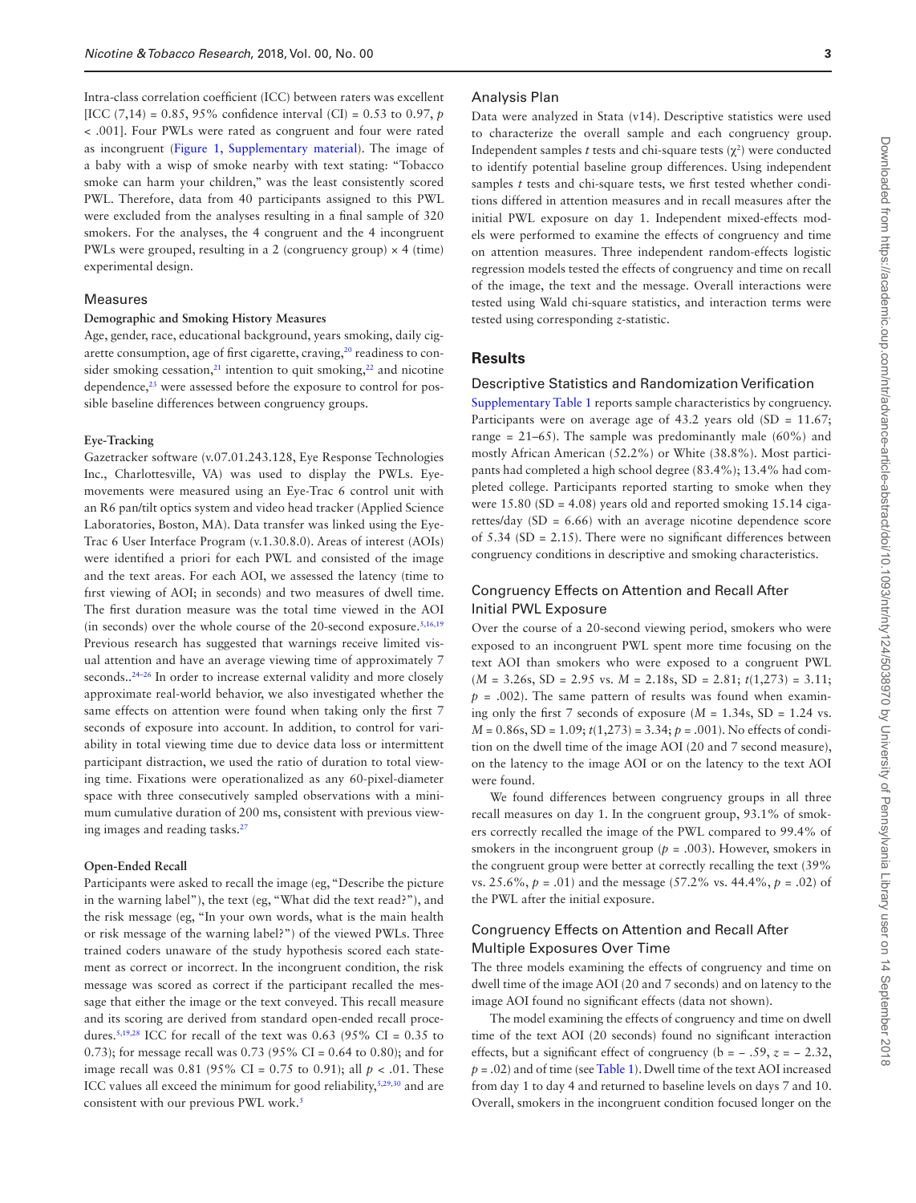Intra-class correlation coefficient (ICC) between raters was excellent [ICC (7,14) = 0.85, 95% confidence interval (CI) = 0.53 to 0.97, $p < .001$]. Four PWLs were rated as congruent and four were rated as incongruent (Figure 1, Supplementary material). The image of a baby with a wisp of smoke nearby with text stating: "Tobacco smoke can harm your children," was the least consistently scored PWL. Therefore, data from 40 participants assigned to this PWL were excluded from the analyses resulting in a final sample of 320 smokers. For the analyses, the 4 congruent and the 4 incongruent PWLs were grouped, resulting in a 2 (congruency group) × 4 (time) experimental design.

## Measures

### Demographic and Smoking History Measures

Age, gender, race, educational background, years smoking, daily cigarette consumption, age of first cigarette, craving,[20] readiness to consider smoking cessation,[21] intention to quit smoking,[22] and nicotine dependence,[23] were assessed before the exposure to control for possible baseline differences between congruency groups.

### Eye-Tracking

Gazetracker software (v.07.01.243.128, Eye Response Technologies Inc., Charlottesville, VA) was used to display the PWLs. Eye-movements were measured using an Eye-Trac 6 control unit with an R6 pan/tilt optics system and video head tracker (Applied Science Laboratories, Boston, MA). Data transfer was linked using the Eye-Trac 6 User Interface Program (v.1.30.8.0). Areas of interest (AOIs) were identified a priori for each PWL and consisted of the image and the text areas. For each AOI, we assessed the latency (time to first viewing of AOI; in seconds) and two measures of dwell time. The first duration measure was the total time viewed in the AOI (in seconds) over the whole course of the 20-second exposure.[5,16,19] Previous research has suggested that warnings receive limited visual attention and have an average viewing time of approximately 7 seconds..[24–26] In order to increase external validity and more closely approximate real-world behavior, we also investigated whether the same effects on attention were found when taking only the first 7 seconds of exposure into account. In addition, to control for variability in total viewing time due to device data loss or intermittent participant distraction, we used the ratio of duration to total viewing time. Fixations were operationalized as any 60-pixel-diameter space with three consecutively sampled observations with a minimum cumulative duration of 200 ms, consistent with previous viewing images and reading tasks.[27]

### Open-Ended Recall

Participants were asked to recall the image (eg, "Describe the picture in the warning label"), the text (eg, "What did the text read?"), and the risk message (eg, "In your own words, what is the main health or risk message of the warning label?") of the viewed PWLs. Three trained coders unaware of the study hypothesis scored each statement as correct or incorrect. In the incongruent condition, the risk message was scored as correct if the participant recalled the message that either the image or the text conveyed. This recall measure and its scoring are derived from standard open-ended recall procedures.[5,19,28] ICC for recall of the text was 0.63 (95% CI = 0.35 to 0.73); for message recall was 0.73 (95% CI = 0.64 to 0.80); and for image recall was 0.81 (95% CI = 0.75 to 0.91); all $p < .01$. These ICC values all exceed the minimum for good reliability,[5,29,30] and are consistent with our previous PWL work.[5]

## Analysis Plan

Data were analyzed in Stata (v14). Descriptive statistics were used to characterize the overall sample and each congruency group. Independent samples $t$ tests and chi-square tests ($\chi^2$) were conducted to identify potential baseline group differences. Using independent samples $t$ tests and chi-square tests, we first tested whether conditions differed in attention measures and in recall measures after the initial PWL exposure on day 1. Independent mixed-effects models were performed to examine the effects of congruency and time on attention measures. Three independent random-effects logistic regression models tested the effects of congruency and time on recall of the image, the text and the message. Overall interactions were tested using Wald chi-square statistics, and interaction terms were tested using corresponding $z$-statistic.

# Results

## Descriptive Statistics and Randomization Verification

Supplementary Table 1 reports sample characteristics by congruency. Participants were on average age of 43.2 years old (SD = 11.67; range = 21–65). The sample was predominantly male (60%) and mostly African American (52.2%) or White (38.8%). Most participants had completed a high school degree (83.4%); 13.4% had completed college. Participants reported starting to smoke when they were 15.80 (SD = 4.08) years old and reported smoking 15.14 cigarettes/day (SD = 6.66) with an average nicotine dependence score of 5.34 (SD = 2.15). There were no significant differences between congruency conditions in descriptive and smoking characteristics.

## Congruency Effects on Attention and Recall After Initial PWL Exposure

Over the course of a 20-second viewing period, smokers who were exposed to an incongruent PWL spent more time focusing on the text AOI than smokers who were exposed to a congruent PWL ($M$ = 3.26s, SD = 2.95 vs. $M$ = 2.18s, SD = 2.81; $t(1,273) = 3.11$; $p = .002$). The same pattern of results was found when examining only the first 7 seconds of exposure ($M$ = 1.34s, SD = 1.24 vs. $M$ = 0.86s, SD = 1.09; $t(1,273) = 3.34$; $p = .001$). No effects of condition on the dwell time of the image AOI (20 and 7 second measure), on the latency to the image AOI or on the latency to the text AOI were found.

We found differences between congruency groups in all three recall measures on day 1. In the congruent group, 93.1% of smokers correctly recalled the image of the PWL compared to 99.4% of smokers in the incongruent group ($p = .003$). However, smokers in the congruent group were better at correctly recalling the text (39% vs. 25.6%, $p = .01$) and the message (57.2% vs. 44.4%, $p = .02$) of the PWL after the initial exposure.

## Congruency Effects on Attention and Recall After Multiple Exposures Over Time

The three models examining the effects of congruency and time on dwell time of the image AOI (20 and 7 seconds) and on latency to the image AOI found no significant effects (data not shown).

The model examining the effects of congruency and time on dwell time of the text AOI (20 seconds) found no significant interaction effects, but a significant effect of congruency (b = − .59, $z = -2.32$, $p = .02$) and of time (see Table 1). Dwell time of the text AOI increased from day 1 to day 4 and returned to baseline levels on days 7 and 10. Overall, smokers in the incongruent condition focused longer on the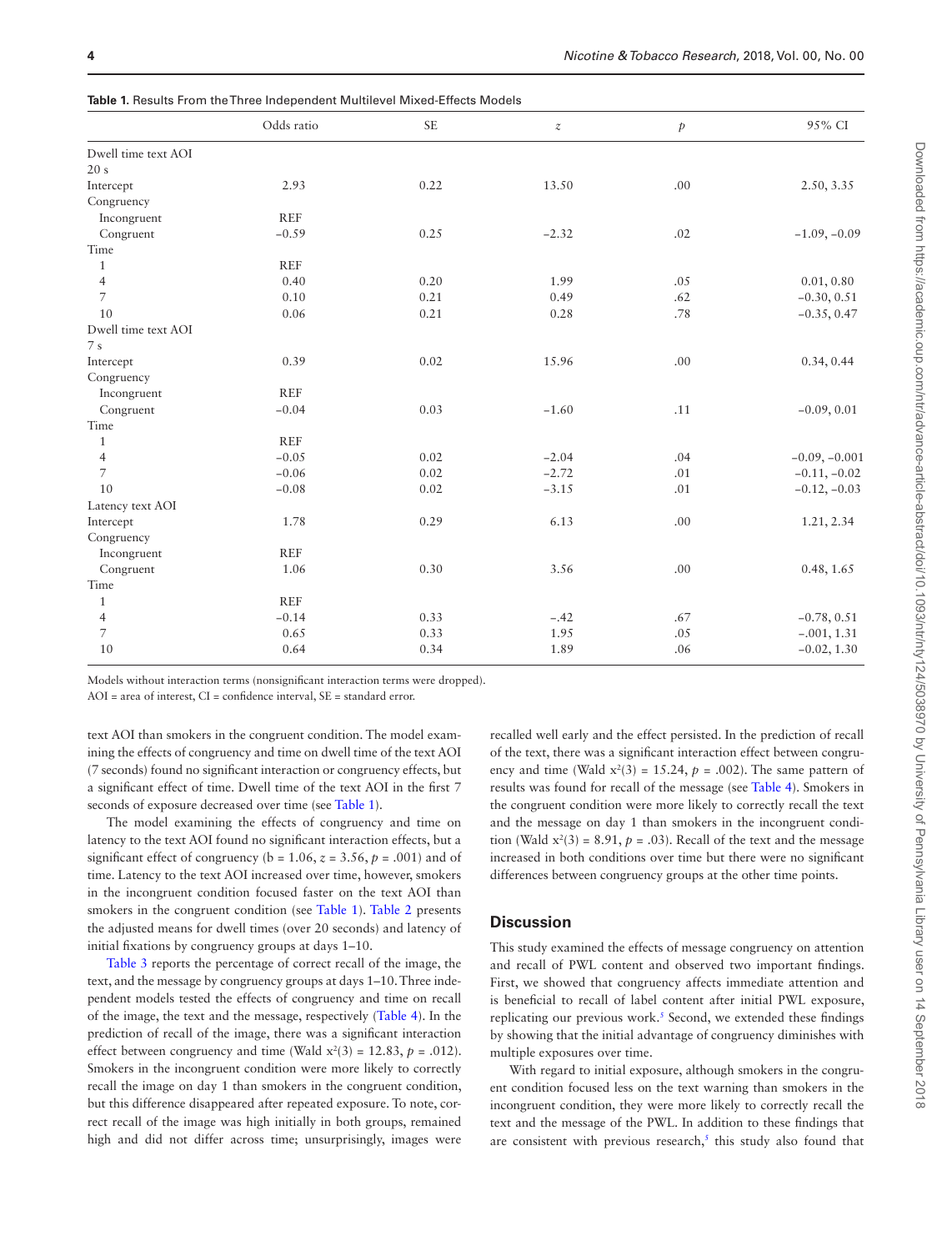**Table 1.** Results From the Three Independent Multilevel Mixed-Effects Models

| | Odds ratio | SE | $z$ | $p$ | 95% CI |
|---|---|---|---|---|---|
| Dwell time text AOI | | | | | |
| 20 s | | | | | |
| Intercept | 2.93 | 0.22 | 13.50 | .00 | 2.50, 3.35 |
| Congruency | | | | | |
| Incongruent | REF | | | | |
| Congruent | −0.59 | 0.25 | −2.32 | .02 | −1.09, −0.09 |
| Time | | | | | |
| 1 | REF | | | | |
| 4 | 0.40 | 0.20 | 1.99 | .05 | 0.01, 0.80 |
| 7 | 0.10 | 0.21 | 0.49 | .62 | −0.30, 0.51 |
| 10 | 0.06 | 0.21 | 0.28 | .78 | −0.35, 0.47 |
| Dwell time text AOI | | | | | |
| 7 s | | | | | |
| Intercept | 0.39 | 0.02 | 15.96 | .00 | 0.34, 0.44 |
| Congruency | | | | | |
| Incongruent | REF | | | | |
| Congruent | −0.04 | 0.03 | −1.60 | .11 | −0.09, 0.01 |
| Time | | | | | |
| 1 | REF | | | | |
| 4 | −0.05 | 0.02 | −2.04 | .04 | −0.09, −0.001 |
| 7 | −0.06 | 0.02 | −2.72 | .01 | −0.11, −0.02 |
| 10 | −0.08 | 0.02 | −3.15 | .01 | −0.12, −0.03 |
| Latency text AOI | | | | | |
| Intercept | 1.78 | 0.29 | 6.13 | .00 | 1.21, 2.34 |
| Congruency | | | | | |
| Incongruent | REF | | | | |
| Congruent | 1.06 | 0.30 | 3.56 | .00 | 0.48, 1.65 |
| Time | | | | | |
| 1 | REF | | | | |
| 4 | −0.14 | 0.33 | −.42 | .67 | −0.78, 0.51 |
| 7 | 0.65 | 0.33 | 1.95 | .05 | −.001, 1.31 |
| 10 | 0.64 | 0.34 | 1.89 | .06 | −0.02, 1.30 |

Models without interaction terms (nonsignificant interaction terms were dropped).

AOI = area of interest, CI = confidence interval, SE = standard error.

text AOI than smokers in the congruent condition. The model examining the effects of congruency and time on dwell time of the text AOI (7 seconds) found no significant interaction or congruency effects, but a significant effect of time. Dwell time of the text AOI in the first 7 seconds of exposure decreased over time (see Table 1).

The model examining the effects of congruency and time on latency to the text AOI found no significant interaction effects, but a significant effect of congruency (b = 1.06, $z$ = 3.56, $p$ = .001) and of time. Latency to the text AOI increased over time, however, smokers in the incongruent condition focused faster on the text AOI than smokers in the congruent condition (see Table 1). Table 2 presents the adjusted means for dwell times (over 20 seconds) and latency of initial fixations by congruency groups at days 1–10.

Table 3 reports the percentage of correct recall of the image, the text, and the message by congruency groups at days 1–10. Three independent models tested the effects of congruency and time on recall of the image, the text and the message, respectively (Table 4). In the prediction of recall of the image, there was a significant interaction effect between congruency and time (Wald $x^2(3)$ = 12.83, $p$ = .012). Smokers in the incongruent condition were more likely to correctly recall the image on day 1 than smokers in the congruent condition, but this difference disappeared after repeated exposure. To note, correct recall of the image was high initially in both groups, remained high and did not differ across time; unsurprisingly, images were recalled well early and the effect persisted. In the prediction of recall of the text, there was a significant interaction effect between congruency and time (Wald $x^2(3)$ = 15.24, $p$ = .002). The same pattern of results was found for recall of the message (see Table 4). Smokers in the congruent condition were more likely to correctly recall the text and the message on day 1 than smokers in the incongruent condition (Wald $x^2(3)$ = 8.91, $p$ = .03). Recall of the text and the message increased in both conditions over time but there were no significant differences between congruency groups at the other time points.

## Discussion

This study examined the effects of message congruency on attention and recall of PWL content and observed two important findings. First, we showed that congruency affects immediate attention and is beneficial to recall of label content after initial PWL exposure, replicating our previous work.[5] Second, we extended these findings by showing that the initial advantage of congruency diminishes with multiple exposures over time.

With regard to initial exposure, although smokers in the congruent condition focused less on the text warning than smokers in the incongruent condition, they were more likely to correctly recall the text and the message of the PWL. In addition to these findings that are consistent with previous research,[5] this study also found that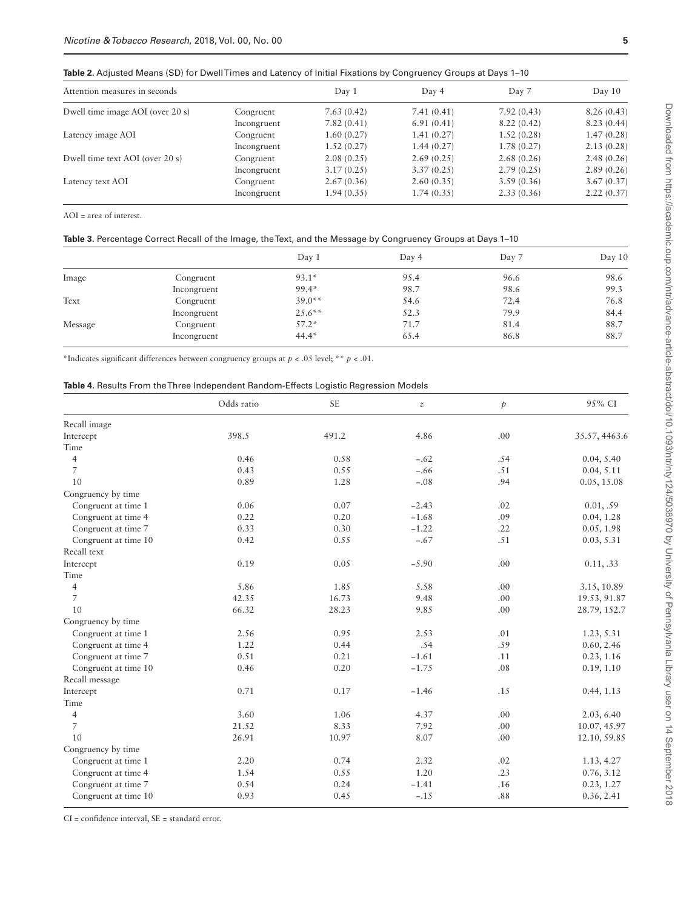**Table 2.** Adjusted Means (SD) for Dwell Times and Latency of Initial Fixations by Congruency Groups at Days 1–10

| Attention measures in seconds | | Day 1 | Day 4 | Day 7 | Day 10 |
|---|---|---|---|---|---|
| Dwell time image AOI (over 20 s) | Congruent | 7.63 (0.42) | 7.41 (0.41) | 7.92 (0.43) | 8.26 (0.43) |
| | Incongruent | 7.82 (0.41) | 6.91 (0.41) | 8.22 (0.42) | 8.23 (0.44) |
| Latency image AOI | Congruent | 1.60 (0.27) | 1.41 (0.27) | 1.52 (0.28) | 1.47 (0.28) |
| | Incongruent | 1.52 (0.27) | 1.44 (0.27) | 1.78 (0.27) | 2.13 (0.28) |
| Dwell time text AOI (over 20 s) | Congruent | 2.08 (0.25) | 2.69 (0.25) | 2.68 (0.26) | 2.48 (0.26) |
| | Incongruent | 3.17 (0.25) | 3.37 (0.25) | 2.79 (0.25) | 2.89 (0.26) |
| Latency text AOI | Congruent | 2.67 (0.36) | 2.60 (0.35) | 3.59 (0.36) | 3.67 (0.37) |
| | Incongruent | 1.94 (0.35) | 1.74 (0.35) | 2.33 (0.36) | 2.22 (0.37) |

AOI = area of interest.

**Table 3.** Percentage Correct Recall of the Image, the Text, and the Message by Congruency Groups at Days 1–10

| | | Day 1 | Day 4 | Day 7 | Day 10 |
|---|---|---|---|---|---|
| Image | Congruent | 93.1* | 95.4 | 96.6 | 98.6 |
| | Incongruent | 99.4* | 98.7 | 98.6 | 99.3 |
| Text | Congruent | 39.0** | 54.6 | 72.4 | 76.8 |
| | Incongruent | 25.6** | 52.3 | 79.9 | 84.4 |
| Message | Congruent | 57.2* | 71.7 | 81.4 | 88.7 |
| | Incongruent | 44.4* | 65.4 | 86.8 | 88.7 |

*Indicates significant differences between congruency groups at $p < .05$ level; ** $p < .01$.

**Table 4.** Results From the Three Independent Random-Effects Logistic Regression Models

| | Odds ratio | SE | $z$ | $p$ | 95% CI |
|---|---|---|---|---|---|
| Recall image | | | | | |
| Intercept | 398.5 | 491.2 | 4.86 | .00 | 35.57, 4463.6 |
| Time | | | | | |
| 4 | 0.46 | 0.58 | −.62 | .54 | 0.04, 5.40 |
| 7 | 0.43 | 0.55 | −.66 | .51 | 0.04, 5.11 |
| 10 | 0.89 | 1.28 | −.08 | .94 | 0.05, 15.08 |
| Congruency by time | | | | | |
| Congruent at time 1 | 0.06 | 0.07 | −2.43 | .02 | 0.01, .59 |
| Congruent at time 4 | 0.22 | 0.20 | −1.68 | .09 | 0.04, 1.28 |
| Congruent at time 7 | 0.33 | 0.30 | −1.22 | .22 | 0.05, 1.98 |
| Congruent at time 10 | 0.42 | 0.55 | −.67 | .51 | 0.03, 5.31 |
| Recall text | | | | | |
| Intercept | 0.19 | 0.05 | −5.90 | .00 | 0.11, .33 |
| Time | | | | | |
| 4 | 5.86 | 1.85 | 5.58 | .00 | 3.15, 10.89 |
| 7 | 42.35 | 16.73 | 9.48 | .00 | 19.53, 91.87 |
| 10 | 66.32 | 28.23 | 9.85 | .00 | 28.79, 152.7 |
| Congruency by time | | | | | |
| Congruent at time 1 | 2.56 | 0.95 | 2.53 | .01 | 1.23, 5.31 |
| Congruent at time 4 | 1.22 | 0.44 | .54 | .59 | 0.60, 2.46 |
| Congruent at time 7 | 0.51 | 0.21 | −1.61 | .11 | 0.23, 1.16 |
| Congruent at time 10 | 0.46 | 0.20 | −1.75 | .08 | 0.19, 1.10 |
| Recall message | | | | | |
| Intercept | 0.71 | 0.17 | −1.46 | .15 | 0.44, 1.13 |
| Time | | | | | |
| 4 | 3.60 | 1.06 | 4.37 | .00 | 2.03, 6.40 |
| 7 | 21.52 | 8.33 | 7.92 | .00 | 10.07, 45.97 |
| 10 | 26.91 | 10.97 | 8.07 | .00 | 12.10, 59.85 |
| Congruency by time | | | | | |
| Congruent at time 1 | 2.20 | 0.74 | 2.32 | .02 | 1.13, 4.27 |
| Congruent at time 4 | 1.54 | 0.55 | 1.20 | .23 | 0.76, 3.12 |
| Congruent at time 7 | 0.54 | 0.24 | −1.41 | .16 | 0.23, 1.27 |
| Congruent at time 10 | 0.93 | 0.45 | −.15 | .88 | 0.36, 2.41 |

CI = confidence interval, SE = standard error.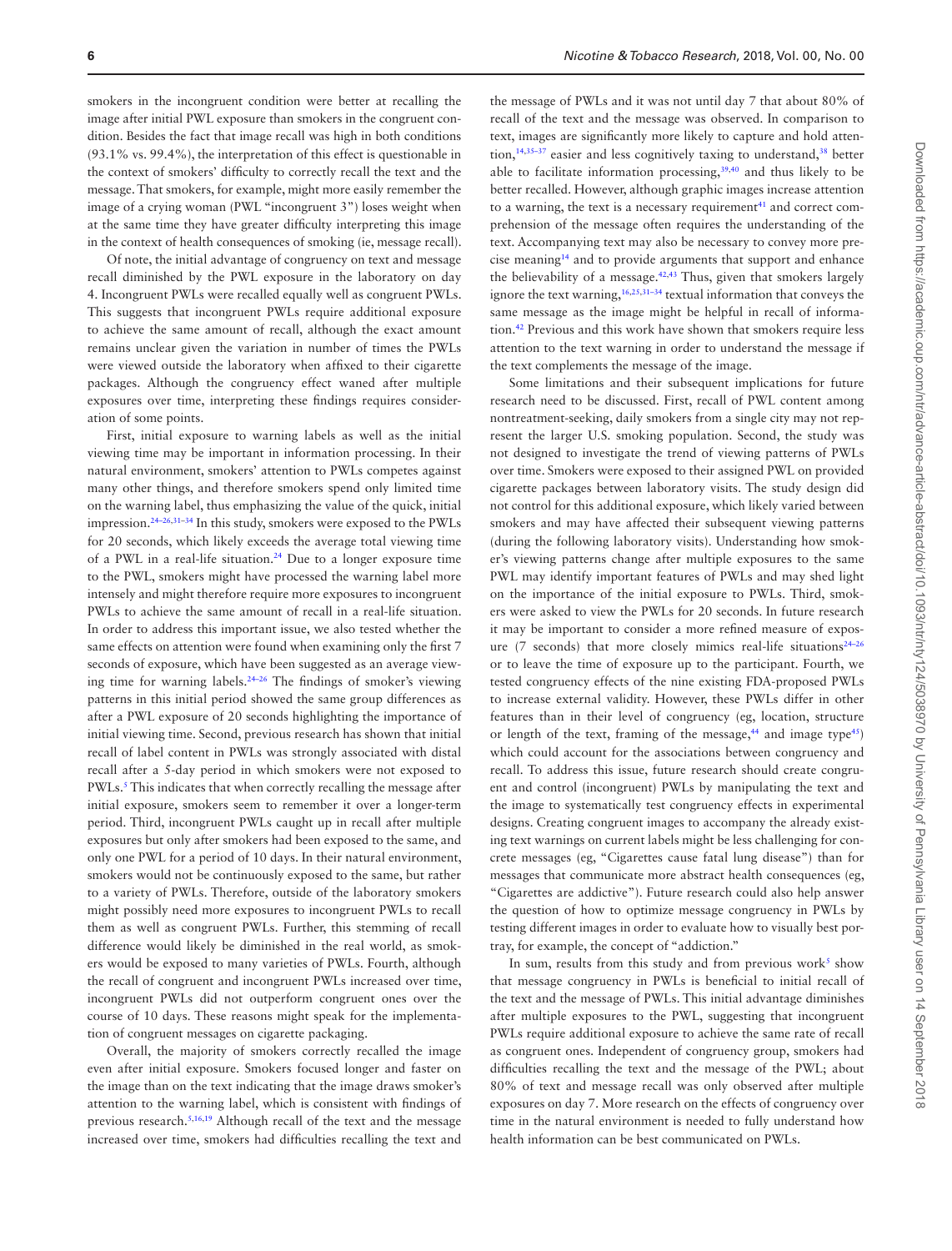smokers in the incongruent condition were better at recalling the image after initial PWL exposure than smokers in the congruent condition. Besides the fact that image recall was high in both conditions (93.1% vs. 99.4%), the interpretation of this effect is questionable in the context of smokers' difficulty to correctly recall the text and the message. That smokers, for example, might more easily remember the image of a crying woman (PWL "incongruent 3") loses weight when at the same time they have greater difficulty interpreting this image in the context of health consequences of smoking (ie, message recall).

Of note, the initial advantage of congruency on text and message recall diminished by the PWL exposure in the laboratory on day 4. Incongruent PWLs were recalled equally well as congruent PWLs. This suggests that incongruent PWLs require additional exposure to achieve the same amount of recall, although the exact amount remains unclear given the variation in number of times the PWLs were viewed outside the laboratory when affixed to their cigarette packages. Although the congruency effect waned after multiple exposures over time, interpreting these findings requires consideration of some points.

First, initial exposure to warning labels as well as the initial viewing time may be important in information processing. In their natural environment, smokers' attention to PWLs competes against many other things, and therefore smokers spend only limited time on the warning label, thus emphasizing the value of the quick, initial impression.[24–26,31–34] In this study, smokers were exposed to the PWLs for 20 seconds, which likely exceeds the average total viewing time of a PWL in a real-life situation.[24] Due to a longer exposure time to the PWL, smokers might have processed the warning label more intensely and might therefore require more exposures to incongruent PWLs to achieve the same amount of recall in a real-life situation. In order to address this important issue, we also tested whether the same effects on attention were found when examining only the first 7 seconds of exposure, which have been suggested as an average viewing time for warning labels.[24–26] The findings of smoker's viewing patterns in this initial period showed the same group differences as after a PWL exposure of 20 seconds highlighting the importance of initial viewing time. Second, previous research has shown that initial recall of label content in PWLs was strongly associated with distal recall after a 5-day period in which smokers were not exposed to PWLs.[5] This indicates that when correctly recalling the message after initial exposure, smokers seem to remember it over a longer-term period. Third, incongruent PWLs caught up in recall after multiple exposures but only after smokers had been exposed to the same, and only one PWL for a period of 10 days. In their natural environment, smokers would not be continuously exposed to the same, but rather to a variety of PWLs. Therefore, outside of the laboratory smokers might possibly need more exposures to incongruent PWLs to recall them as well as congruent PWLs. Further, this stemming of recall difference would likely be diminished in the real world, as smokers would be exposed to many varieties of PWLs. Fourth, although the recall of congruent and incongruent PWLs increased over time, incongruent PWLs did not outperform congruent ones over the course of 10 days. These reasons might speak for the implementation of congruent messages on cigarette packaging.

Overall, the majority of smokers correctly recalled the image even after initial exposure. Smokers focused longer and faster on the image than on the text indicating that the image draws smoker's attention to the warning label, which is consistent with findings of previous research.[5,16,19] Although recall of the text and the message increased over time, smokers had difficulties recalling the text and the message of PWLs and it was not until day 7 that about 80% of recall of the text and the message was observed. In comparison to text, images are significantly more likely to capture and hold attention,[14,35–37] easier and less cognitively taxing to understand,[38] better able to facilitate information processing,[39,40] and thus likely to be better recalled. However, although graphic images increase attention to a warning, the text is a necessary requirement[41] and correct comprehension of the message often requires the understanding of the text. Accompanying text may also be necessary to convey more precise meaning[14] and to provide arguments that support and enhance the believability of a message.[42,43] Thus, given that smokers largely ignore the text warning,[16,25,31–34] textual information that conveys the same message as the image might be helpful in recall of information.[42] Previous and this work have shown that smokers require less attention to the text warning in order to understand the message if the text complements the message of the image.

Some limitations and their subsequent implications for future research need to be discussed. First, recall of PWL content among nontreatment-seeking, daily smokers from a single city may not represent the larger U.S. smoking population. Second, the study was not designed to investigate the trend of viewing patterns of PWLs over time. Smokers were exposed to their assigned PWL on provided cigarette packages between laboratory visits. The study design did not control for this additional exposure, which likely varied between smokers and may have affected their subsequent viewing patterns (during the following laboratory visits). Understanding how smoker's viewing patterns change after multiple exposures to the same PWL may identify important features of PWLs and may shed light on the importance of the initial exposure to PWLs. Third, smokers were asked to view the PWLs for 20 seconds. In future research it may be important to consider a more refined measure of exposure (7 seconds) that more closely mimics real-life situations[24–26] or to leave the time of exposure up to the participant. Fourth, we tested congruency effects of the nine existing FDA-proposed PWLs to increase external validity. However, these PWLs differ in other features than in their level of congruency (eg, location, structure or length of the text, framing of the message,[44] and image type[45]) which could account for the associations between congruency and recall. To address this issue, future research should create congruent and control (incongruent) PWLs by manipulating the text and the image to systematically test congruency effects in experimental designs. Creating congruent images to accompany the already existing text warnings on current labels might be less challenging for concrete messages (eg, "Cigarettes cause fatal lung disease") than for messages that communicate more abstract health consequences (eg, "Cigarettes are addictive"). Future research could also help answer the question of how to optimize message congruency in PWLs by testing different images in order to evaluate how to visually best portray, for example, the concept of "addiction."

In sum, results from this study and from previous work[5] show that message congruency in PWLs is beneficial to initial recall of the text and the message of PWLs. This initial advantage diminishes after multiple exposures to the PWL, suggesting that incongruent PWLs require additional exposure to achieve the same rate of recall as congruent ones. Independent of congruency group, smokers had difficulties recalling the text and the message of the PWL; about 80% of text and message recall was only observed after multiple exposures on day 7. More research on the effects of congruency over time in the natural environment is needed to fully understand how health information can be best communicated on PWLs.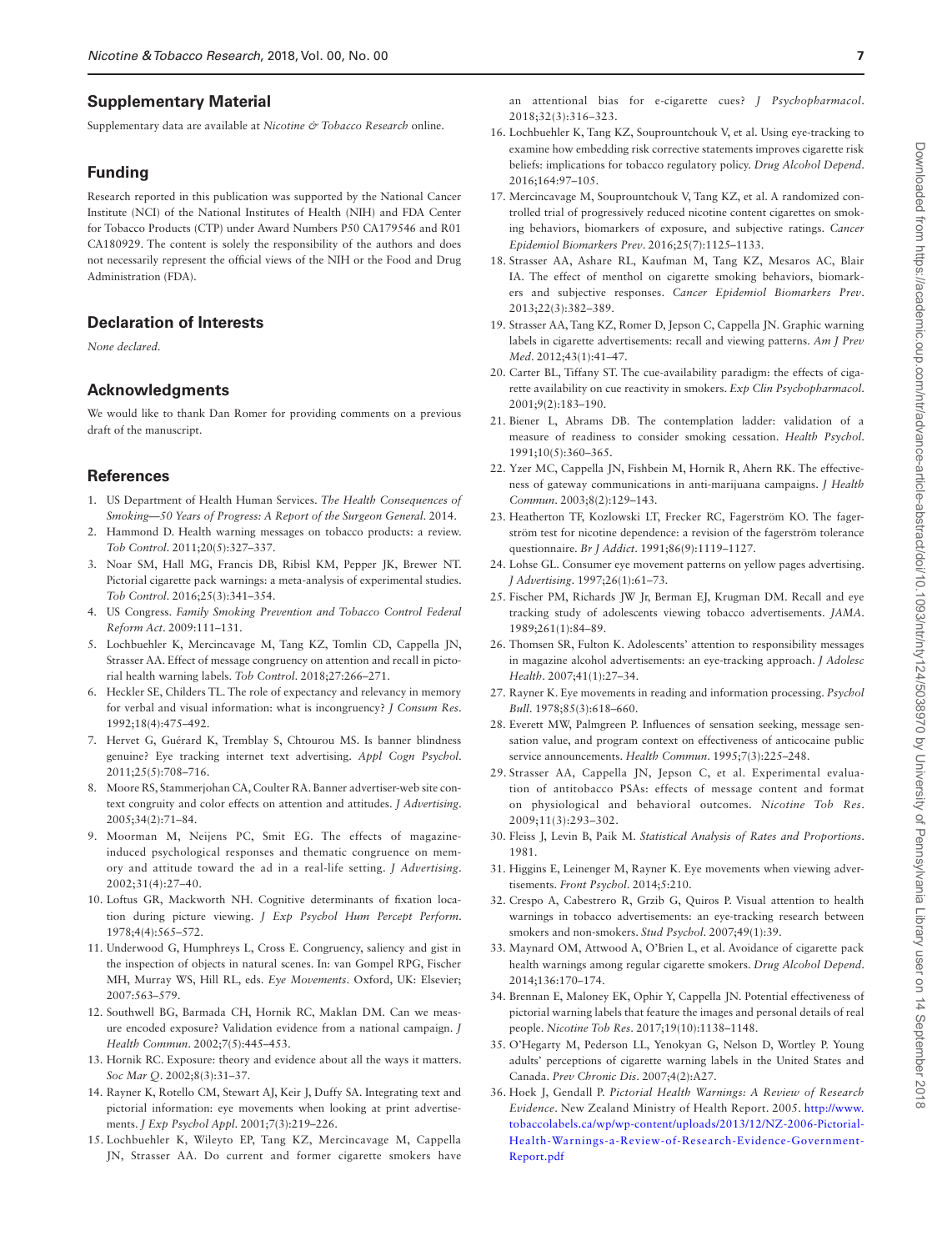## Supplementary Material

Supplementary data are available at *Nicotine & Tobacco Research* online.

## Funding

Research reported in this publication was supported by the National Cancer Institute (NCI) of the National Institutes of Health (NIH) and FDA Center for Tobacco Products (CTP) under Award Numbers P50 CA179546 and R01 CA180929. The content is solely the responsibility of the authors and does not necessarily represent the official views of the NIH or the Food and Drug Administration (FDA).

## Declaration of Interests

*None declared.*

## Acknowledgments

We would like to thank Dan Romer for providing comments on a previous draft of the manuscript.

## References

1. US Department of Health Human Services. *The Health Consequences of Smoking—50 Years of Progress: A Report of the Surgeon General*. 2014.
2. Hammond D. Health warning messages on tobacco products: a review. *Tob Control*. 2011;20(5):327–337.
3. Noar SM, Hall MG, Francis DB, Ribisl KM, Pepper JK, Brewer NT. Pictorial cigarette pack warnings: a meta-analysis of experimental studies. *Tob Control*. 2016;25(3):341–354.
4. US Congress. *Family Smoking Prevention and Tobacco Control Federal Reform Act*. 2009:111–131.
5. Lochbuehler K, Mercincavage M, Tang KZ, Tomlin CD, Cappella JN, Strasser AA. Effect of message congruency on attention and recall in pictorial health warning labels. *Tob Control*. 2018;27:266–271.
6. Heckler SE, Childers TL. The role of expectancy and relevancy in memory for verbal and visual information: what is incongruency? *J Consum Res*. 1992;18(4):475–492.
7. Hervet G, Guérard K, Tremblay S, Chtourou MS. Is banner blindness genuine? Eye tracking internet text advertising. *Appl Cogn Psychol*. 2011;25(5):708–716.
8. Moore RS, Stammerjohan CA, Coulter RA. Banner advertiser-web site context congruity and color effects on attention and attitudes. *J Advertising*. 2005;34(2):71–84.
9. Moorman M, Neijens PC, Smit EG. The effects of magazine-induced psychological responses and thematic congruence on memory and attitude toward the ad in a real-life setting. *J Advertising*. 2002;31(4):27–40.
10. Loftus GR, Mackworth NH. Cognitive determinants of fixation location during picture viewing. *J Exp Psychol Hum Percept Perform*. 1978;4(4):565–572.
11. Underwood G, Humphreys L, Cross E. Congruency, saliency and gist in the inspection of objects in natural scenes. In: van Gompel RPG, Fischer MH, Murray WS, Hill RL, eds. *Eye Movements*. Oxford, UK: Elsevier; 2007:563–579.
12. Southwell BG, Barmada CH, Hornik RC, Maklan DM. Can we measure encoded exposure? Validation evidence from a national campaign. *J Health Commun*. 2002;7(5):445–453.
13. Hornik RC. Exposure: theory and evidence about all the ways it matters. *Soc Mar Q*. 2002;8(3):31–37.
14. Rayner K, Rotello CM, Stewart AJ, Keir J, Duffy SA. Integrating text and pictorial information: eye movements when looking at print advertisements. *J Exp Psychol Appl*. 2001;7(3):219–226.
15. Lochbuehler K, Wileyto EP, Tang KZ, Mercincavage M, Cappella JN, Strasser AA. Do current and former cigarette smokers have an attentional bias for e-cigarette cues? *J Psychopharmacol*. 2018;32(3):316–323.
16. Lochbuehler K, Tang KZ, Souprountchouk V, et al. Using eye-tracking to examine how embedding risk corrective statements improves cigarette risk beliefs: implications for tobacco regulatory policy. *Drug Alcohol Depend*. 2016;164:97–105.
17. Mercincavage M, Souprountchouk V, Tang KZ, et al. A randomized controlled trial of progressively reduced nicotine content cigarettes on smoking behaviors, biomarkers of exposure, and subjective ratings. *Cancer Epidemiol Biomarkers Prev*. 2016;25(7):1125–1133.
18. Strasser AA, Ashare RL, Kaufman M, Tang KZ, Mesaros AC, Blair IA. The effect of menthol on cigarette smoking behaviors, biomarkers and subjective responses. *Cancer Epidemiol Biomarkers Prev*. 2013;22(3):382–389.
19. Strasser AA, Tang KZ, Romer D, Jepson C, Cappella JN. Graphic warning labels in cigarette advertisements: recall and viewing patterns. *Am J Prev Med*. 2012;43(1):41–47.
20. Carter BL, Tiffany ST. The cue-availability paradigm: the effects of cigarette availability on cue reactivity in smokers. *Exp Clin Psychopharmacol*. 2001;9(2):183–190.
21. Biener L, Abrams DB. The contemplation ladder: validation of a measure of readiness to consider smoking cessation. *Health Psychol*. 1991;10(5):360–365.
22. Yzer MC, Cappella JN, Fishbein M, Hornik R, Ahern RK. The effectiveness of gateway communications in anti-marijuana campaigns. *J Health Commun*. 2003;8(2):129–143.
23. Heatherton TF, Kozlowski LT, Frecker RC, Fagerström KO. The fagerström test for nicotine dependence: a revision of the fagerström tolerance questionnaire. *Br J Addict*. 1991;86(9):1119–1127.
24. Lohse GL. Consumer eye movement patterns on yellow pages advertising. *J Advertising*. 1997;26(1):61–73.
25. Fischer PM, Richards JW Jr, Berman EJ, Krugman DM. Recall and eye tracking study of adolescents viewing tobacco advertisements. *JAMA*. 1989;261(1):84–89.
26. Thomsen SR, Fulton K. Adolescents' attention to responsibility messages in magazine alcohol advertisements: an eye-tracking approach. *J Adolesc Health*. 2007;41(1):27–34.
27. Rayner K. Eye movements in reading and information processing. *Psychol Bull*. 1978;85(3):618–660.
28. Everett MW, Palmgreen P. Influences of sensation seeking, message sensation value, and program context on effectiveness of anticocaine public service announcements. *Health Commun*. 1995;7(3):225–248.
29. Strasser AA, Cappella JN, Jepson C, et al. Experimental evaluation of antitobacco PSAs: effects of message content and format on physiological and behavioral outcomes. *Nicotine Tob Res*. 2009;11(3):293–302.
30. Fleiss J, Levin B, Paik M. *Statistical Analysis of Rates and Proportions*. 1981.
31. Higgins E, Leinenger M, Rayner K. Eye movements when viewing advertisements. *Front Psychol*. 2014;5:210.
32. Crespo A, Cabestrero R, Grzib G, Quiros P. Visual attention to health warnings in tobacco advertisements: an eye-tracking research between smokers and non-smokers. *Stud Psychol*. 2007;49(1):39.
33. Maynard OM, Attwood A, O'Brien L, et al. Avoidance of cigarette pack health warnings among regular cigarette smokers. *Drug Alcohol Depend*. 2014;136:170–174.
34. Brennan E, Maloney EK, Ophir Y, Cappella JN. Potential effectiveness of pictorial warning labels that feature the images and personal details of real people. *Nicotine Tob Res*. 2017;19(10):1138–1148.
35. O'Hegarty M, Pederson LL, Yenokyan G, Nelson D, Wortley P. Young adults' perceptions of cigarette warning labels in the United States and Canada. *Prev Chronic Dis*. 2007;4(2):A27.
36. Hoek J, Gendall P. *Pictorial Health Warnings: A Review of Research Evidence*. New Zealand Ministry of Health Report. 2005. http://www.tobaccolabels.ca/wp/wp-content/uploads/2013/12/NZ-2006-Pictorial-Health-Warnings-a-Review-of-Research-Evidence-Government-Report.pdf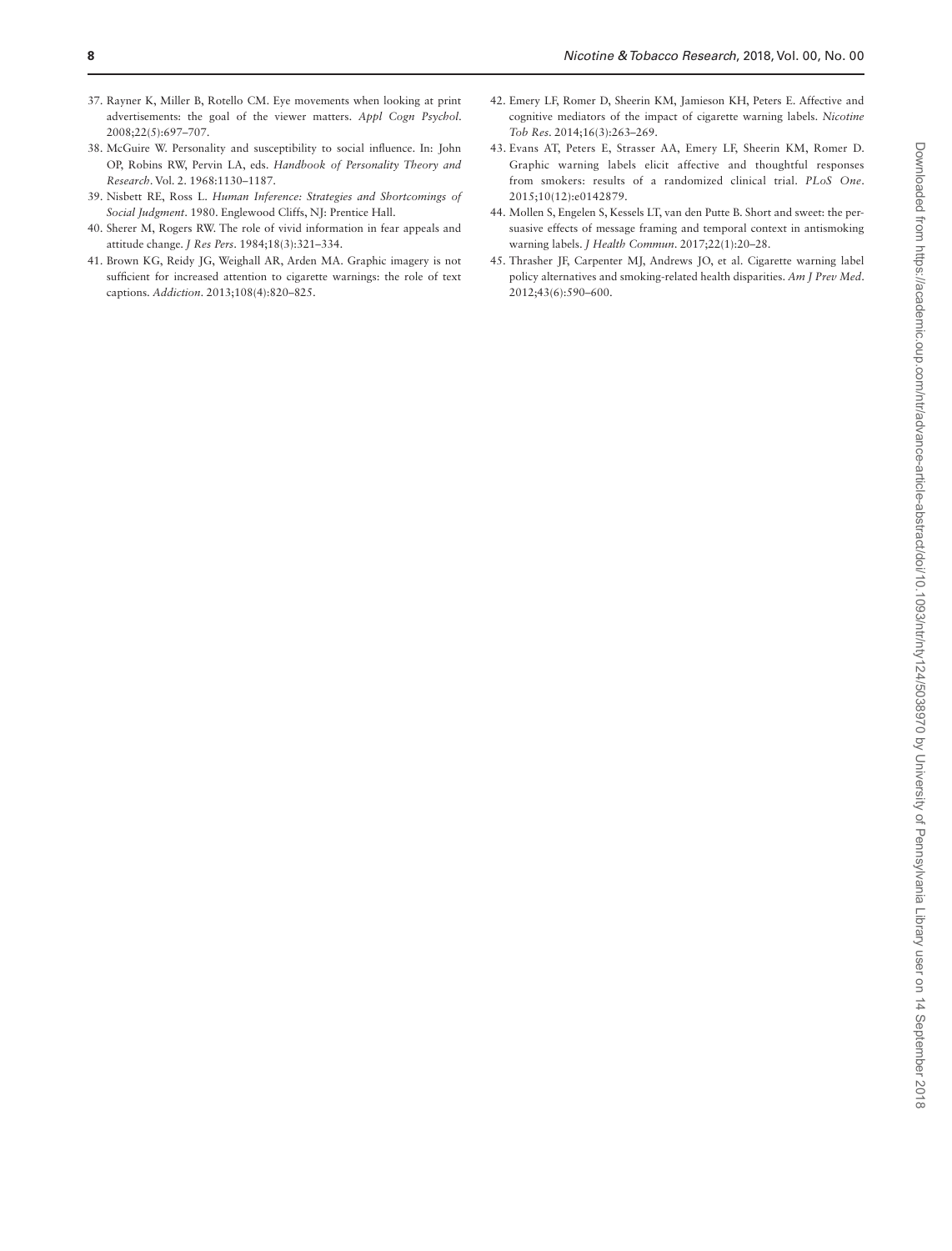37. Rayner K, Miller B, Rotello CM. Eye movements when looking at print advertisements: the goal of the viewer matters. *Appl Cogn Psychol*. 2008;22(5):697–707.
38. McGuire W. Personality and susceptibility to social influence. In: John OP, Robins RW, Pervin LA, eds. *Handbook of Personality Theory and Research*. Vol. 2. 1968:1130–1187.
39. Nisbett RE, Ross L. *Human Inference: Strategies and Shortcomings of Social Judgment*. 1980. Englewood Cliffs, NJ: Prentice Hall.
40. Sherer M, Rogers RW. The role of vivid information in fear appeals and attitude change. *J Res Pers*. 1984;18(3):321–334.
41. Brown KG, Reidy JG, Weighall AR, Arden MA. Graphic imagery is not sufficient for increased attention to cigarette warnings: the role of text captions. *Addiction*. 2013;108(4):820–825.
42. Emery LF, Romer D, Sheerin KM, Jamieson KH, Peters E. Affective and cognitive mediators of the impact of cigarette warning labels. *Nicotine Tob Res*. 2014;16(3):263–269.
43. Evans AT, Peters E, Strasser AA, Emery LF, Sheerin KM, Romer D. Graphic warning labels elicit affective and thoughtful responses from smokers: results of a randomized clinical trial. *PLoS One*. 2015;10(12):e0142879.
44. Mollen S, Engelen S, Kessels LT, van den Putte B. Short and sweet: the persuasive effects of message framing and temporal context in antismoking warning labels. *J Health Commun*. 2017;22(1):20–28.
45. Thrasher JF, Carpenter MJ, Andrews JO, et al. Cigarette warning label policy alternatives and smoking-related health disparities. *Am J Prev Med*. 2012;43(6):590–600.